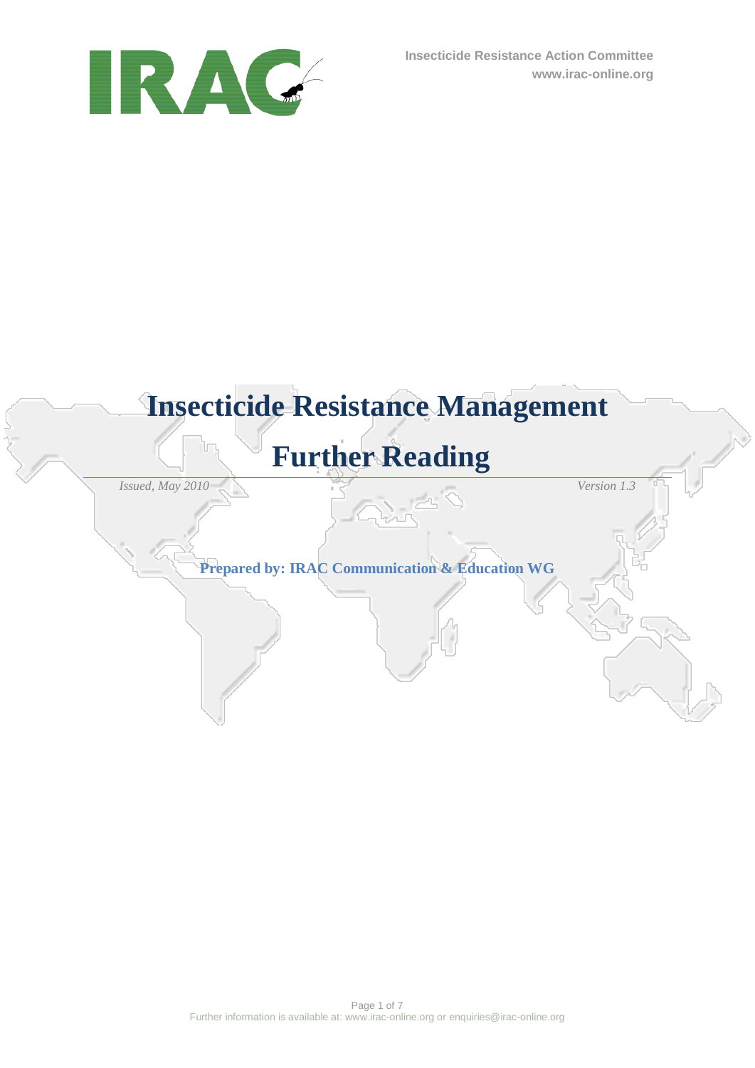Insecticide Resistance Action Committee
www.irac-online.org

# Insecticide Resistance Management

# Further Reading

*Issued, May 2010* *Version 1.3*

**Prepared by: IRAC Communication & Education WG**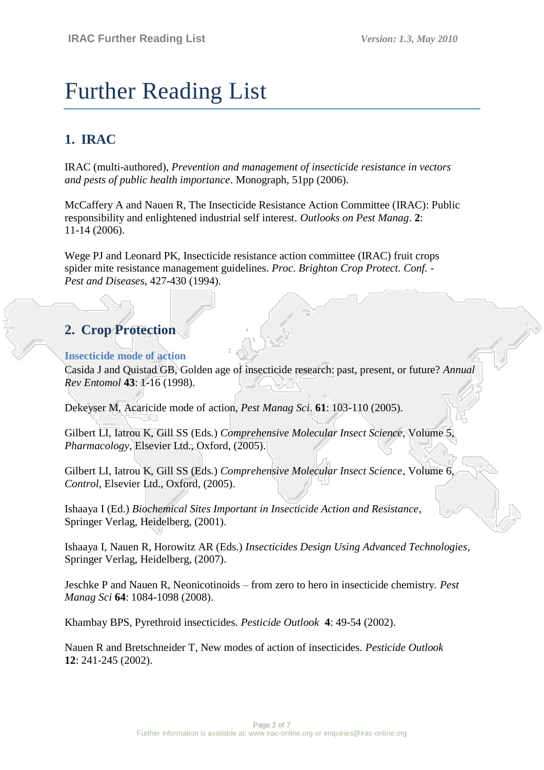# Further Reading List

## 1. IRAC

IRAC (multi-authored), *Prevention and management of insecticide resistance in vectors and pests of public health importance*. Monograph, 51pp (2006).

McCaffery A and Nauen R, The Insecticide Resistance Action Committee (IRAC): Public responsibility and enlightened industrial self interest. *Outlooks on Pest Manag*. **2**: 11-14 (2006).

Wege PJ and Leonard PK, Insecticide resistance action committee (IRAC) fruit crops spider mite resistance management guidelines. *Proc. Brighton Crop Protect. Conf. - Pest and Diseases*, 427-430 (1994).

## 2. Crop Protection

### Insecticide mode of action

Casida J and Quistad GB, Golden age of insecticide research: past, present, or future? *Annual Rev Entomol* **43**: 1-16 (1998).

Dekeyser M, Acaricide mode of action, *Pest Manag Sci*. **61**: 103-110 (2005).

Gilbert LI, Iatrou K, Gill SS (Eds.) *Comprehensive Molecular Insect Science*, Volume 5, *Pharmacology*, Elsevier Ltd., Oxford, (2005).

Gilbert LI, Iatrou K, Gill SS (Eds.) *Comprehensive Molecular Insect Science*, Volume 6, *Control*, Elsevier Ltd., Oxford, (2005).

Ishaaya I (Ed.) *Biochemical Sites Important in Insecticide Action and Resistance*, Springer Verlag, Heidelberg, (2001).

Ishaaya I, Nauen R, Horowitz AR (Eds.) *Insecticides Design Using Advanced Technologies*, Springer Verlag, Heidelberg, (2007).

Jeschke P and Nauen R, Neonicotinoids – from zero to hero in insecticide chemistry. *Pest Manag Sci* **64**: 1084-1098 (2008).

Khambay BPS, Pyrethroid insecticides. *Pesticide Outlook* **4**: 49-54 (2002).

Nauen R and Bretschneider T, New modes of action of insecticides. *Pesticide Outlook* **12**: 241-245 (2002).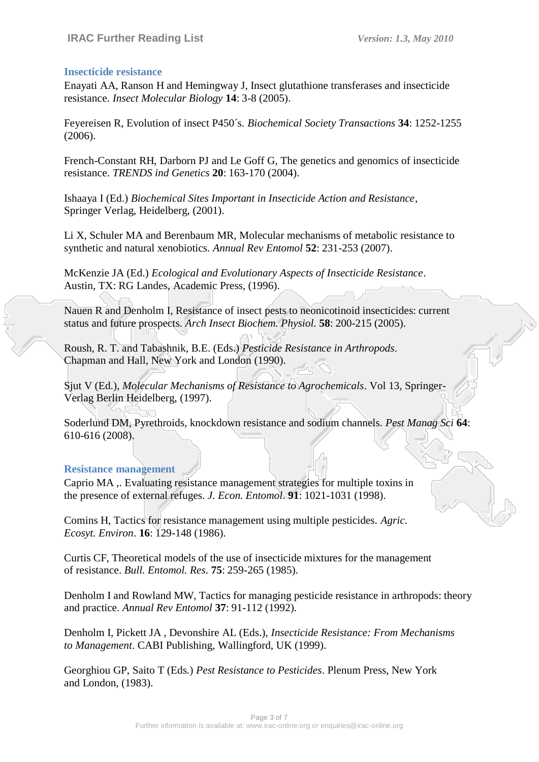## Insecticide resistance

Enayati AA, Ranson H and Hemingway J, Insect glutathione transferases and insecticide resistance. *Insect Molecular Biology* **14**: 3-8 (2005).

Feyereisen R, Evolution of insect P450´s. *Biochemical Society Transactions* **34**: 1252-1255 (2006).

French-Constant RH, Darborn PJ and Le Goff G, The genetics and genomics of insecticide resistance. *TRENDS ind Genetics* **20**: 163-170 (2004).

Ishaaya I (Ed.) *Biochemical Sites Important in Insecticide Action and Resistance*, Springer Verlag, Heidelberg, (2001).

Li X, Schuler MA and Berenbaum MR, Molecular mechanisms of metabolic resistance to synthetic and natural xenobiotics. *Annual Rev Entomol* **52**: 231-253 (2007).

McKenzie JA (Ed.) *Ecological and Evolutionary Aspects of Insecticide Resistance*. Austin, TX: RG Landes, Academic Press, (1996).

Nauen R and Denholm I, Resistance of insect pests to neonicotinoid insecticides: current status and future prospects. *Arch Insect Biochem. Physiol.* **58**: 200-215 (2005).

Roush, R. T. and Tabashnik, B.E. (Eds.) *Pesticide Resistance in Arthropods*. Chapman and Hall, New York and London (1990).

Sjut V (Ed.), *Molecular Mechanisms of Resistance to Agrochemicals*. Vol 13, Springer-Verlag Berlin Heidelberg, (1997).

Soderlund DM, Pyrethroids, knockdown resistance and sodium channels. *Pest Manag Sci* **64**: 610-616 (2008).

## Resistance management

Caprio MA ,. Evaluating resistance management strategies for multiple toxins in the presence of external refuges. *J. Econ. Entomol*. **91**: 1021-1031 (1998).

Comins H, Tactics for resistance management using multiple pesticides. *Agric. Ecosyt. Environ*. **16**: 129-148 (1986).

Curtis CF, Theoretical models of the use of insecticide mixtures for the management of resistance. *Bull. Entomol. Res*. **75**: 259-265 (1985).

Denholm I and Rowland MW, Tactics for managing pesticide resistance in arthropods: theory and practice. *Annual Rev Entomol* **37**: 91-112 (1992).

Denholm I, Pickett JA , Devonshire AL (Eds.), *Insecticide Resistance: From Mechanisms to Management*. CABI Publishing, Wallingford, UK (1999).

Georghiou GP, Saito T (Eds.) *Pest Resistance to Pesticides*. Plenum Press, New York and London, (1983).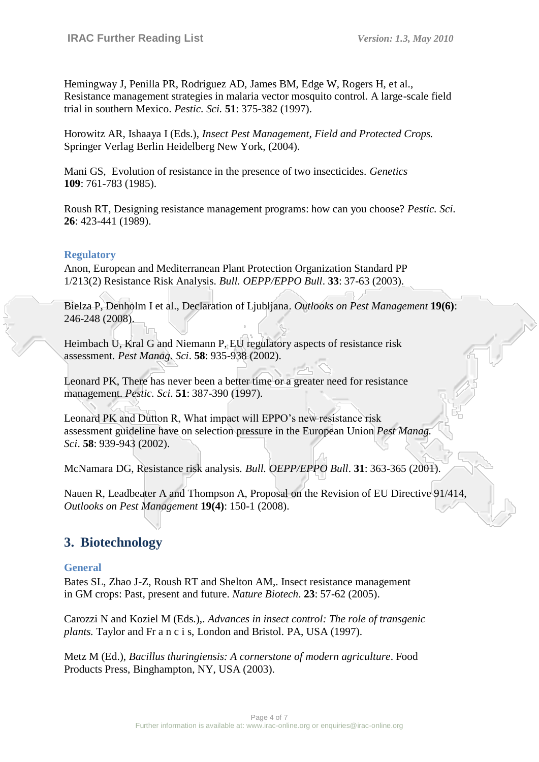Hemingway J, Penilla PR, Rodriguez AD, James BM, Edge W, Rogers H, et al., Resistance management strategies in malaria vector mosquito control. A large-scale field trial in southern Mexico. *Pestic. Sci.* **51**: 375-382 (1997).

Horowitz AR, Ishaaya I (Eds.), *Insect Pest Management, Field and Protected Crops.* Springer Verlag Berlin Heidelberg New York, (2004).

Mani GS, Evolution of resistance in the presence of two insecticides. *Genetics* **109**: 761-783 (1985).

Roush RT, Designing resistance management programs: how can you choose? *Pestic. Sci.* **26**: 423-441 (1989).

### Regulatory

Anon, European and Mediterranean Plant Protection Organization Standard PP 1/213(2) Resistance Risk Analysis. *Bull. OEPP/EPPO Bull*. **33**: 37-63 (2003).

Bielza P, Denholm I et al., Declaration of Ljubljana. *Outlooks on Pest Management* **19(6)**: 246-248 (2008).

Heimbach U, Kral G and Niemann P, EU regulatory aspects of resistance risk assessment. *Pest Manag. Sci*. **58**: 935-938 (2002).

Leonard PK, There has never been a better time or a greater need for resistance management. *Pestic. Sci*. **51**: 387-390 (1997).

Leonard PK and Dutton R, What impact will EPPO's new resistance risk assessment guideline have on selection pressure in the European Union *Pest Manag. Sci*. **58**: 939-943 (2002).

McNamara DG, Resistance risk analysis. *Bull. OEPP/EPPO Bull*. **31**: 363-365 (2001).

Nauen R, Leadbeater A and Thompson A, Proposal on the Revision of EU Directive 91/414, *Outlooks on Pest Management* **19(4)**: 150-1 (2008).

## 3. Biotechnology

### General

Bates SL, Zhao J-Z, Roush RT and Shelton AM,. Insect resistance management in GM crops: Past, present and future. *Nature Biotech*. **23**: 57-62 (2005).

Carozzi N and Koziel M (Eds.),. *Advances in insect control: The role of transgenic plants.* Taylor and Fr a n c i s, London and Bristol. PA, USA (1997).

Metz M (Ed.), *Bacillus thuringiensis: A cornerstone of modern agriculture*. Food Products Press, Binghampton, NY, USA (2003).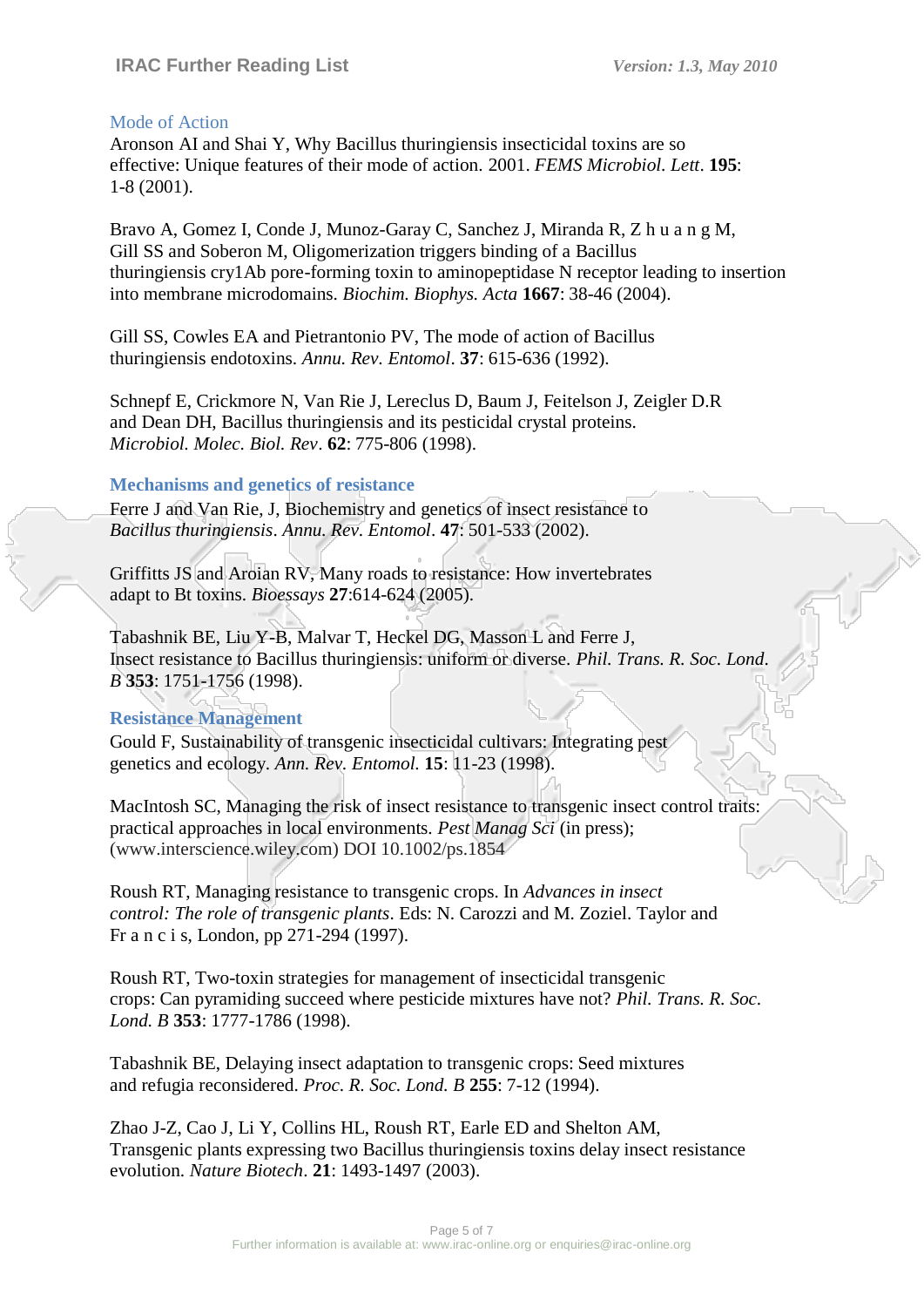## Mode of Action

Aronson AI and Shai Y, Why Bacillus thuringiensis insecticidal toxins are so effective: Unique features of their mode of action. 2001. *FEMS Microbiol. Lett*. **195**: 1-8 (2001).

Bravo A, Gomez I, Conde J, Munoz-Garay C, Sanchez J, Miranda R, Z h u a n g M, Gill SS and Soberon M, Oligomerization triggers binding of a Bacillus thuringiensis cry1Ab pore-forming toxin to aminopeptidase N receptor leading to insertion into membrane microdomains. *Biochim. Biophys. Acta* **1667**: 38-46 (2004).

Gill SS, Cowles EA and Pietrantonio PV, The mode of action of Bacillus thuringiensis endotoxins. *Annu. Rev. Entomol*. **37**: 615-636 (1992).

Schnepf E, Crickmore N, Van Rie J, Lereclus D, Baum J, Feitelson J, Zeigler D.R and Dean DH, Bacillus thuringiensis and its pesticidal crystal proteins. *Microbiol. Molec. Biol. Rev*. **62**: 775-806 (1998).

## Mechanisms and genetics of resistance

Ferre J and Van Rie, J, Biochemistry and genetics of insect resistance to *Bacillus thuringiensis*. *Annu. Rev. Entomol*. **47**: 501-533 (2002).

Griffitts JS and Aroian RV, Many roads to resistance: How invertebrates adapt to Bt toxins. *Bioessays* **27**:614-624 (2005).

Tabashnik BE, Liu Y-B, Malvar T, Heckel DG, Masson L and Ferre J, Insect resistance to Bacillus thuringiensis: uniform or diverse. *Phil. Trans. R. Soc. Lond. B* **353**: 1751-1756 (1998).

## Resistance Management

Gould F, Sustainability of transgenic insecticidal cultivars: Integrating pest genetics and ecology. *Ann. Rev. Entomol.* **15**: 11-23 (1998).

MacIntosh SC, Managing the risk of insect resistance to transgenic insect control traits: practical approaches in local environments. *Pest Manag Sci* (in press); (www.interscience.wiley.com) DOI 10.1002/ps.1854

Roush RT, Managing resistance to transgenic crops. In *Advances in insect control: The role of transgenic plants*. Eds: N. Carozzi and M. Zoziel. Taylor and Fr a n c i s, London, pp 271-294 (1997).

Roush RT, Two-toxin strategies for management of insecticidal transgenic crops: Can pyramiding succeed where pesticide mixtures have not? *Phil. Trans. R. Soc. Lond. B* **353**: 1777-1786 (1998).

Tabashnik BE, Delaying insect adaptation to transgenic crops: Seed mixtures and refugia reconsidered. *Proc. R. Soc. Lond. B* **255**: 7-12 (1994).

Zhao J-Z, Cao J, Li Y, Collins HL, Roush RT, Earle ED and Shelton AM, Transgenic plants expressing two Bacillus thuringiensis toxins delay insect resistance evolution. *Nature Biotech*. **21**: 1493-1497 (2003).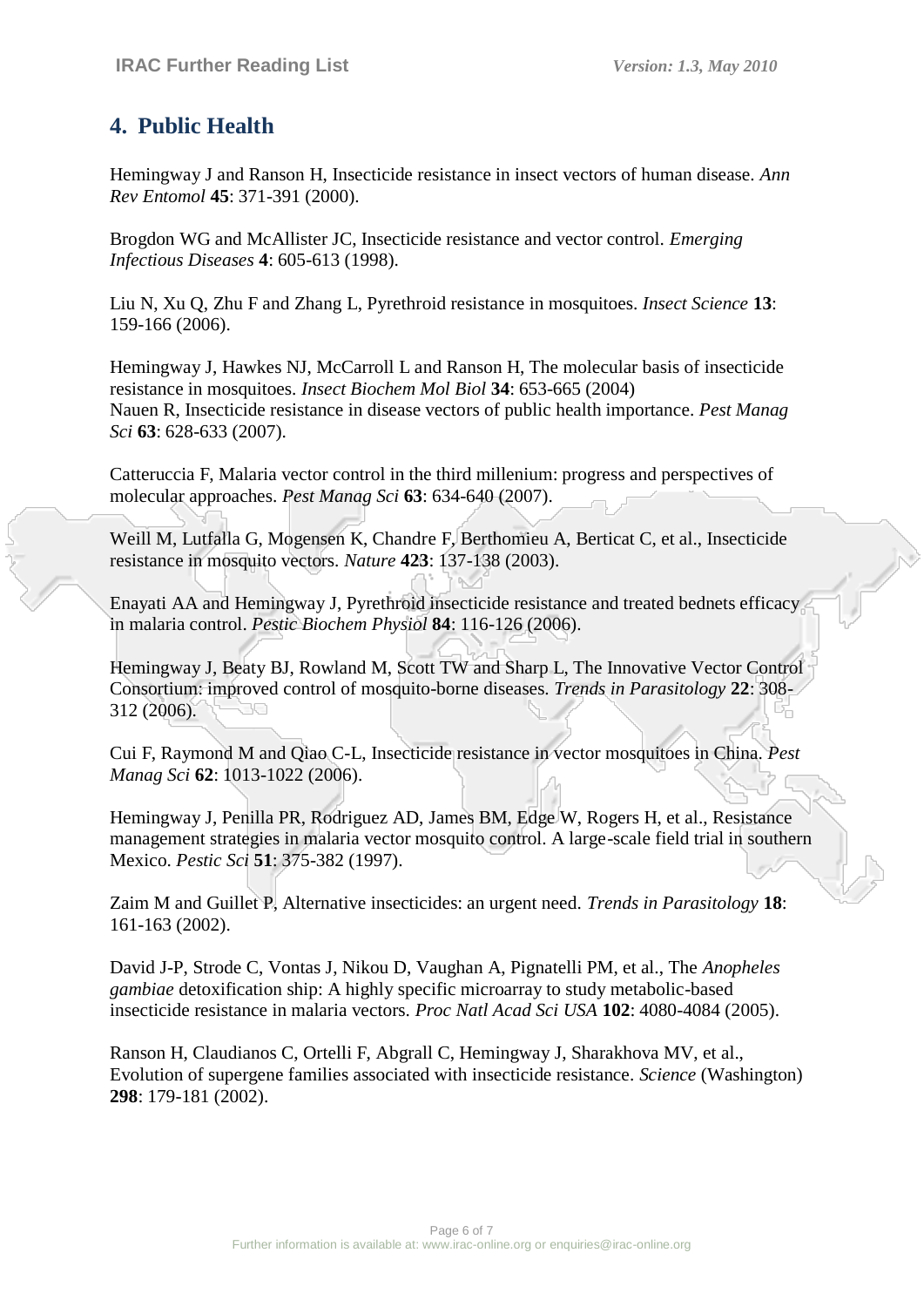## 4. Public Health

Hemingway J and Ranson H, Insecticide resistance in insect vectors of human disease. *Ann Rev Entomol* **45**: 371-391 (2000).

Brogdon WG and McAllister JC, Insecticide resistance and vector control. *Emerging Infectious Diseases* **4**: 605-613 (1998).

Liu N, Xu Q, Zhu F and Zhang L, Pyrethroid resistance in mosquitoes. *Insect Science* **13**: 159-166 (2006).

Hemingway J, Hawkes NJ, McCarroll L and Ranson H, The molecular basis of insecticide resistance in mosquitoes. *Insect Biochem Mol Biol* **34**: 653-665 (2004)
Nauen R, Insecticide resistance in disease vectors of public health importance. *Pest Manag Sci* **63**: 628-633 (2007).

Catteruccia F, Malaria vector control in the third millenium: progress and perspectives of molecular approaches. *Pest Manag Sci* **63**: 634-640 (2007).

Weill M, Lutfalla G, Mogensen K, Chandre F, Berthomieu A, Berticat C, et al., Insecticide resistance in mosquito vectors. *Nature* **423**: 137-138 (2003).

Enayati AA and Hemingway J, Pyrethroid insecticide resistance and treated bednets efficacy in malaria control. *Pestic Biochem Physiol* **84**: 116-126 (2006).

Hemingway J, Beaty BJ, Rowland M, Scott TW and Sharp L, The Innovative Vector Control Consortium: improved control of mosquito-borne diseases. *Trends in Parasitology* **22**: 308-312 (2006).

Cui F, Raymond M and Qiao C-L, Insecticide resistance in vector mosquitoes in China. *Pest Manag Sci* **62**: 1013-1022 (2006).

Hemingway J, Penilla PR, Rodriguez AD, James BM, Edge W, Rogers H, et al., Resistance management strategies in malaria vector mosquito control. A large-scale field trial in southern Mexico. *Pestic Sci* **51**: 375-382 (1997).

Zaim M and Guillet P, Alternative insecticides: an urgent need. *Trends in Parasitology* **18**: 161-163 (2002).

David J-P, Strode C, Vontas J, Nikou D, Vaughan A, Pignatelli PM, et al., The *Anopheles gambiae* detoxification ship: A highly specific microarray to study metabolic-based insecticide resistance in malaria vectors. *Proc Natl Acad Sci USA* **102**: 4080-4084 (2005).

Ranson H, Claudianos C, Ortelli F, Abgrall C, Hemingway J, Sharakhova MV, et al., Evolution of supergene families associated with insecticide resistance. *Science* (Washington) **298**: 179-181 (2002).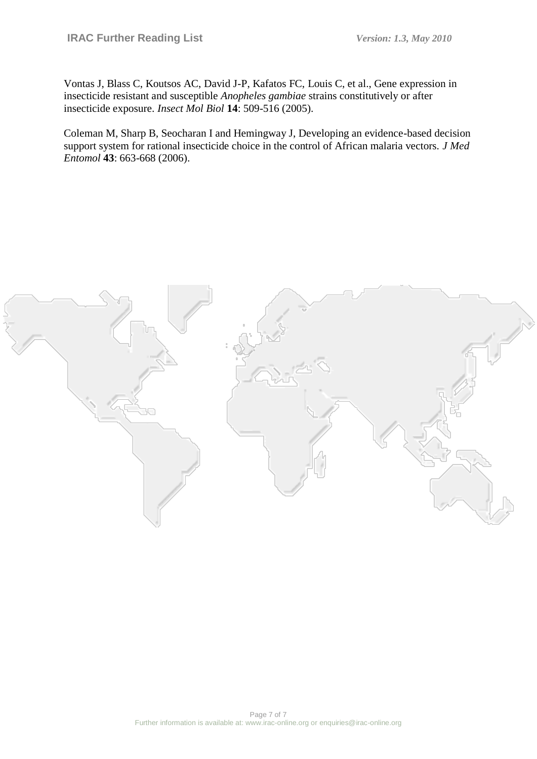Vontas J, Blass C, Koutsos AC, David J-P, Kafatos FC, Louis C, et al., Gene expression in insecticide resistant and susceptible *Anopheles gambiae* strains constitutively or after insecticide exposure. *Insect Mol Biol* **14**: 509-516 (2005).

Coleman M, Sharp B, Seocharan I and Hemingway J, Developing an evidence-based decision support system for rational insecticide choice in the control of African malaria vectors. *J Med Entomol* **43**: 663-668 (2006).